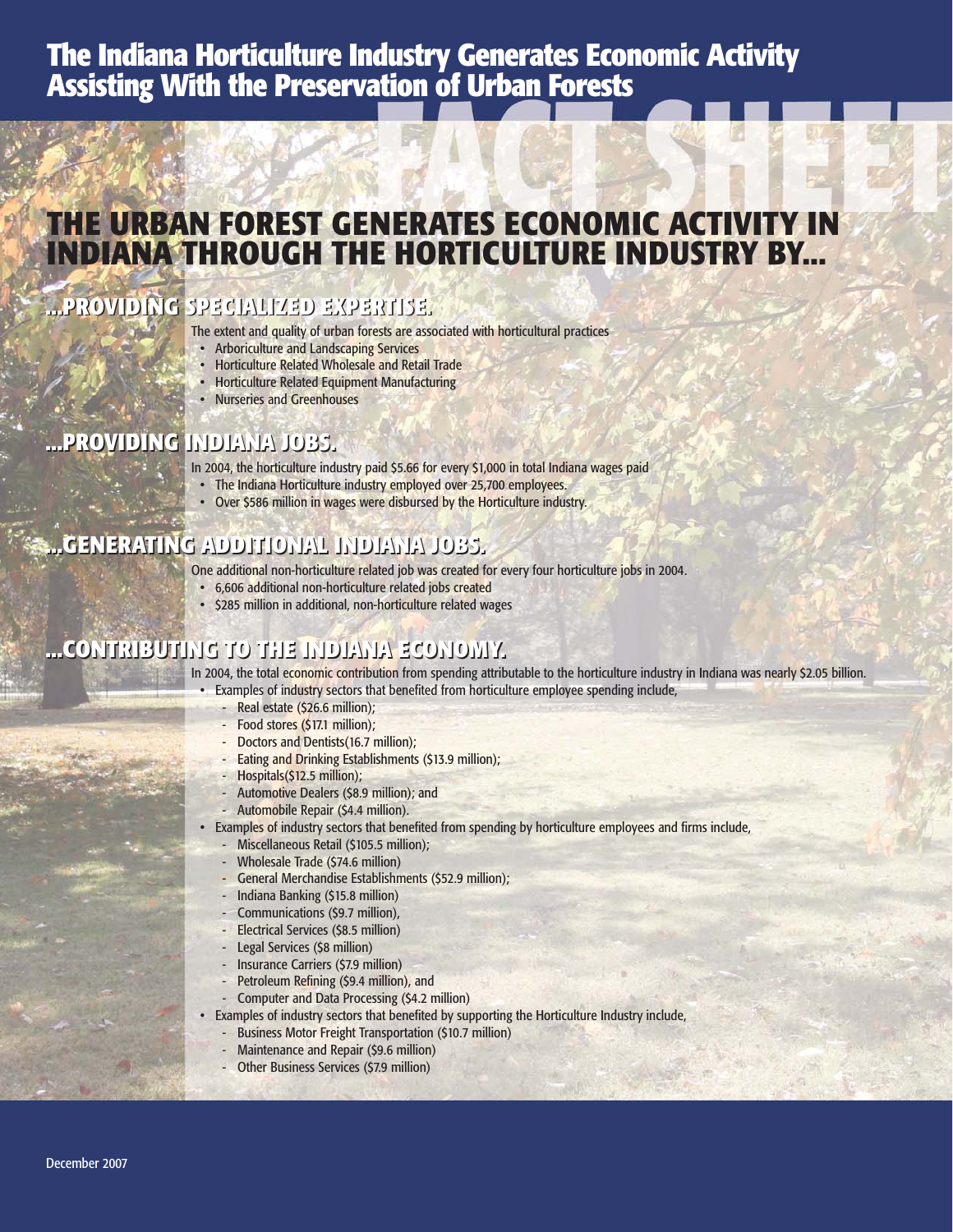# The Indiana Horticulture Industry Generates Economic Activity Assisting With the Preservation of Urban Forests

FACT SHEET

## THE URBAN FOREST GENERATES ECONOMIC ACTIVITY IN INDIANA THROUGH THE HORTICULTURE INDUSTRY BY...

### ...PROVIDING SPECIALIZED EXPERTISE.

The extent and quality of urban forests are associated with horticultural practices

- Arboriculture and Landscaping Services
- Horticulture Related Wholesale and Retail Trade
- Horticulture Related Equipment Manufacturing
- Nurseries and Greenhouses

### ...PROVIDING INDIANA JOBS.

In 2004, the horticulture industry paid $5.66 for every $1,000 in total Indiana wages paid

- The Indiana Horticulture industry employed over 25,700 employees.
- Over $586 million in wages were disbursed by the Horticulture industry.

### ...GENERATING ADDITIONAL INDIANA JOBS.

One additional non-horticulture related job was created for every four horticulture jobs in 2004.

- 6,606 additional non-horticulture related jobs created
- $285 million in additional, non-horticulture related wages

### ...CONTRIBUTING TO THE INDIANA ECONOMY.

In 2004, the total economic contribution from spending attributable to the horticulture industry in Indiana was nearly $2.05 billion.

- Examples of industry sectors that benefited from horticulture employee spending include,
  - Real estate ($26.6 million);
  - Food stores ($17.1 million);
  - Doctors and Dentists(16.7 million);
  - Eating and Drinking Establishments ($13.9 million);
  - Hospitals($12.5 million);
  - Automotive Dealers ($8.9 million); and
  - Automobile Repair ($4.4 million).
- Examples of industry sectors that benefited from spending by horticulture employees and firms include,
  - Miscellaneous Retail ($105.5 million);
  - Wholesale Trade ($74.6 million)
  - General Merchandise Establishments ($52.9 million);
  - Indiana Banking ($15.8 million)
  - Communications ($9.7 million),
  - Electrical Services ($8.5 million)
  - Legal Services ($8 million)
  - Insurance Carriers ($7.9 million)
  - Petroleum Refining ($9.4 million), and
  - Computer and Data Processing ($4.2 million)
- Examples of industry sectors that benefited by supporting the Horticulture Industry include,
  - Business Motor Freight Transportation ($10.7 million)
  - Maintenance and Repair ($9.6 million)
  - Other Business Services ($7.9 million)

December 2007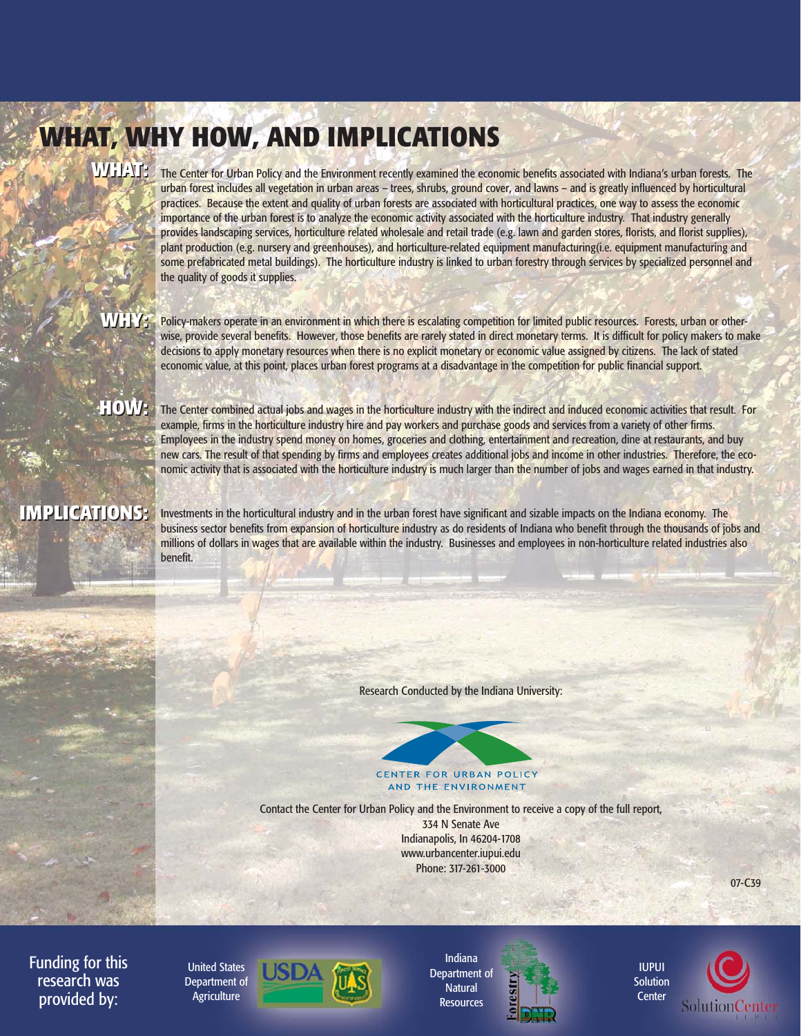# WHAT, WHY HOW, AND IMPLICATIONS

**WHAT:** The Center for Urban Policy and the Environment recently examined the economic benefits associated with Indiana's urban forests. The urban forest includes all vegetation in urban areas – trees, shrubs, ground cover, and lawns – and is greatly influenced by horticultural practices. Because the extent and quality of urban forests are associated with horticultural practices, one way to assess the economic importance of the urban forest is to analyze the economic activity associated with the horticulture industry. That industry generally provides landscaping services, horticulture related wholesale and retail trade (e.g. lawn and garden stores, florists, and florist supplies), plant production (e.g. nursery and greenhouses), and horticulture-related equipment manufacturing(i.e. equipment manufacturing and some prefabricated metal buildings). The horticulture industry is linked to urban forestry through services by specialized personnel and the quality of goods it supplies.

**WHY:** Policy-makers operate in an environment in which there is escalating competition for limited public resources. Forests, urban or otherwise, provide several benefits. However, those benefits are rarely stated in direct monetary terms. It is difficult for policy makers to make decisions to apply monetary resources when there is no explicit monetary or economic value assigned by citizens. The lack of stated economic value, at this point, places urban forest programs at a disadvantage in the competition for public financial support.

**HOW:** The Center combined actual jobs and wages in the horticulture industry with the indirect and induced economic activities that result. For example, firms in the horticulture industry hire and pay workers and purchase goods and services from a variety of other firms. Employees in the industry spend money on homes, groceries and clothing, entertainment and recreation, dine at restaurants, and buy new cars. The result of that spending by firms and employees creates additional jobs and income in other industries. Therefore, the economic activity that is associated with the horticulture industry is much larger than the number of jobs and wages earned in that industry.

**IMPLICATIONS:** Investments in the horticultural industry and in the urban forest have significant and sizable impacts on the Indiana economy. The business sector benefits from expansion of horticulture industry as do residents of Indiana who benefit through the thousands of jobs and millions of dollars in wages that are available within the industry. Businesses and employees in non-horticulture related industries also benefit.

Research Conducted by the Indiana University:

CENTER FOR URBAN POLICY AND THE ENVIRONMENT

Contact the Center for Urban Policy and the Environment to receive a copy of the full report,
334 N Senate Ave
Indianapolis, In 46204-1708
www.urbancenter.iupui.edu
Phone: 317-261-3000

07-C39

Funding for this research was provided by:

United States Department of Agriculture

Indiana Department of Natural Resources

IUPUI Solution Center